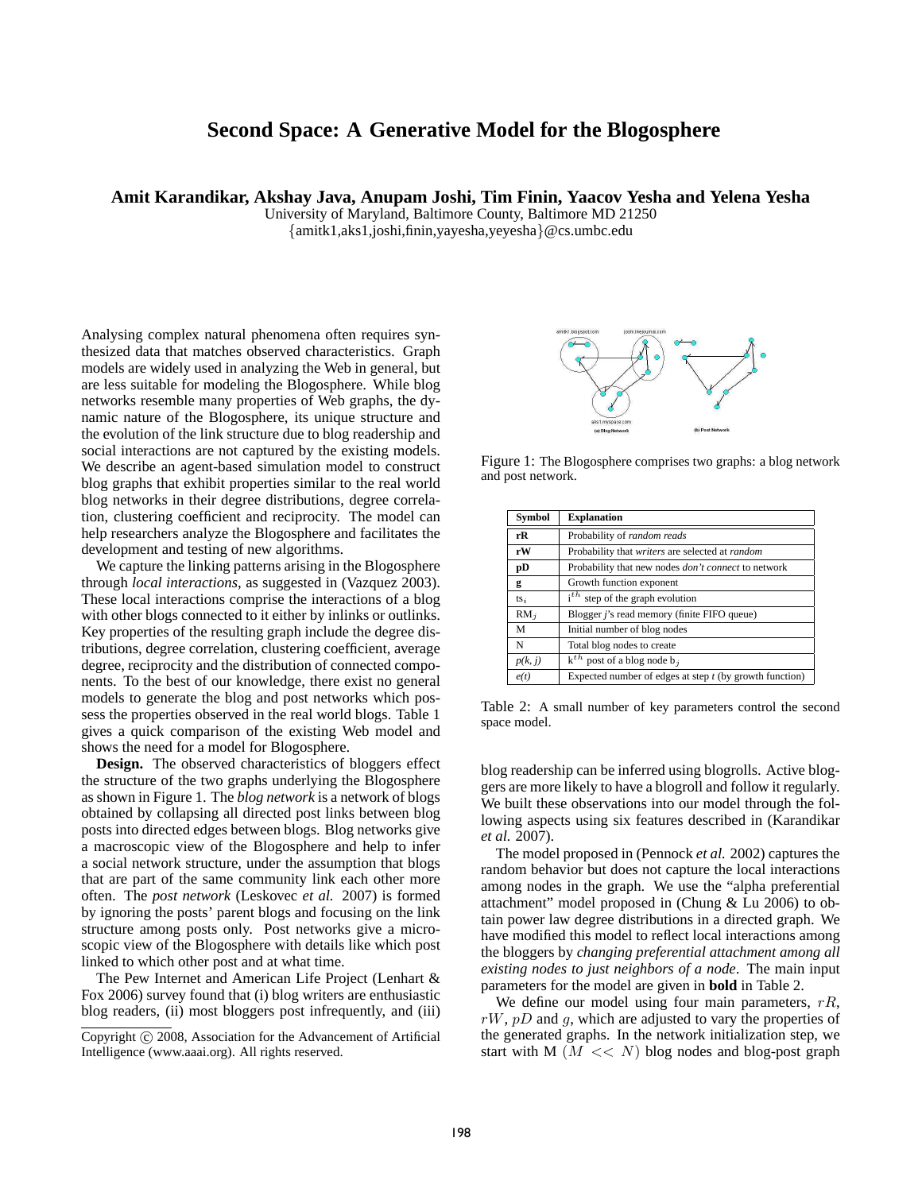# Second Space: A Generative Model for the Blogosphere

**Amit Karandikar, Akshay Java, Anupam Joshi, Tim Finin, Yaacov Yesha and Yelena Yesha**
University of Maryland, Baltimore County, Baltimore MD 21250
{amitk1,aks1,joshi,finin,yayesha,yeyesha}@cs.umbc.edu

Analysing complex natural phenomena often requires synthesized data that matches observed characteristics. Graph models are widely used in analyzing the Web in general, but are less suitable for modeling the Blogosphere. While blog networks resemble many properties of Web graphs, the dynamic nature of the Blogosphere, its unique structure and the evolution of the link structure due to blog readership and social interactions are not captured by the existing models. We describe an agent-based simulation model to construct blog graphs that exhibit properties similar to the real world blog networks in their degree distributions, degree correlation, clustering coefficient and reciprocity. The model can help researchers analyze the Blogosphere and facilitates the development and testing of new algorithms.

We capture the linking patterns arising in the Blogosphere through *local interactions*, as suggested in (Vazquez 2003). These local interactions comprise the interactions of a blog with other blogs connected to it either by inlinks or outlinks. Key properties of the resulting graph include the degree distributions, degree correlation, clustering coefficient, average degree, reciprocity and the distribution of connected components. To the best of our knowledge, there exist no general models to generate the blog and post networks which possess the properties observed in the real world blogs. Table 1 gives a quick comparison of the existing Web model and shows the need for a model for Blogosphere.

**Design.** The observed characteristics of bloggers effect the structure of the two graphs underlying the Blogosphere as shown in Figure 1. The *blog network* is a network of blogs obtained by collapsing all directed post links between blog posts into directed edges between blogs. Blog networks give a macroscopic view of the Blogosphere and help to infer a social network structure, under the assumption that blogs that are part of the same community link each other more often. The *post network* (Leskovec *et al.* 2007) is formed by ignoring the posts' parent blogs and focusing on the link structure among posts only. Post networks give a microscopic view of the Blogosphere with details like which post linked to which other post and at what time.

The Pew Internet and American Life Project (Lenhart & Fox 2006) survey found that (i) blog writers are enthusiastic blog readers, (ii) most bloggers post infrequently, and (iii) blog readership can be inferred using blogrolls. Active bloggers are more likely to have a blogroll and follow it regularly. We built these observations into our model through the following aspects using six features described in (Karandikar *et al.* 2007).

Figure 1: The Blogosphere comprises two graphs: a blog network and post network.

| Symbol | Explanation |
|---|---|
| **rR** | Probability of *random reads* |
| **rW** | Probability that *writers* are selected at *random* |
| **pD** | Probability that new nodes *don't connect* to network |
| **g** | Growth function exponent |
| $ts_i$ | $i^{th}$ step of the graph evolution |
| $RM_j$ | Blogger *j*'s read memory (finite FIFO queue) |
| M | Initial number of blog nodes |
| N | Total blog nodes to create |
| *p(k, j)* | $k^{th}$ post of a blog node $b_j$ |
| *e(t)* | Expected number of edges at step *t* (by growth function) |

Table 2: A small number of key parameters control the second space model.

The model proposed in (Pennock *et al.* 2002) captures the random behavior but does not capture the local interactions among nodes in the graph. We use the "alpha preferential attachment" model proposed in (Chung & Lu 2006) to obtain power law degree distributions in a directed graph. We have modified this model to reflect local interactions among the bloggers by *changing preferential attachment among all existing nodes to just neighbors of a node*. The main input parameters for the model are given in **bold** in Table 2.

We define our model using four main parameters, $rR$, $rW$, $pD$ and $g$, which are adjusted to vary the properties of the generated graphs. In the network initialization step, we start with M ($M << N$) blog nodes and blog-post graph

Copyright © 2008, Association for the Advancement of Artificial Intelligence (www.aaai.org). All rights reserved.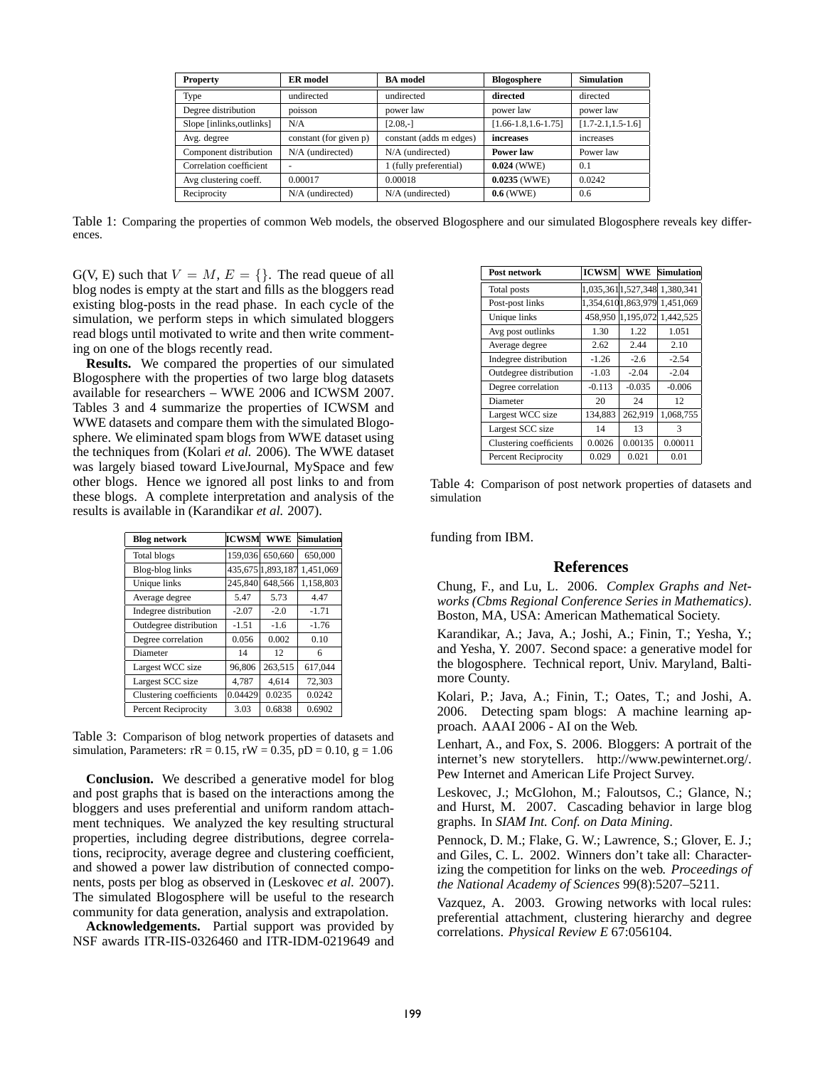| Property | ER model | BA model | Blogosphere | Simulation |
|---|---|---|---|---|
| Type | undirected | undirected | **directed** | directed |
| Degree distribution | poisson | power law | power law | power law |
| Slope [inlinks,outlinks] | N/A | [2.08,-] | [1.66-1.8,1.6-1.75] | [1.7-2.1,1.5-1.6] |
| Avg. degree | constant (for given p) | constant (adds m edges) | **increases** | increases |
| Component distribution | N/A (undirected) | N/A (undirected) | **Power law** | Power law |
| Correlation coefficient | - | 1 (fully preferential) | **0.024** (WWE) | 0.1 |
| Avg clustering coeff. | 0.00017 | 0.00018 | **0.0235** (WWE) | 0.0242 |
| Reciprocity | N/A (undirected) | N/A (undirected) | **0.6** (WWE) | 0.6 |

Table 1: Comparing the properties of common Web models, the observed Blogosphere and our simulated Blogosphere reveals key differences.

G(V, E) such that $V = M$, $E = \{\}$. The read queue of all blog nodes is empty at the start and fills as the bloggers read existing blog-posts in the read phase. In each cycle of the simulation, we perform steps in which simulated bloggers read blogs until motivated to write and then write commenting on one of the blogs recently read.

**Results.** We compared the properties of our simulated Blogosphere with the properties of two large blog datasets available for researchers – WWE 2006 and ICWSM 2007. Tables 3 and 4 summarize the properties of ICWSM and WWE datasets and compare them with the simulated Blogosphere. We eliminated spam blogs from WWE dataset using the techniques from (Kolari *et al.* 2006). The WWE dataset was largely biased toward LiveJournal, MySpace and few other blogs. Hence we ignored all post links to and from these blogs. A complete interpretation and analysis of the results is available in (Karandikar *et al.* 2007).

| Blog network | ICWSM | WWE | Simulation |
|---|---|---|---|
| Total blogs | 159,036 | 650,660 | 650,000 |
| Blog-blog links | 435,675 | 1,893,187 | 1,451,069 |
| Unique links | 245,840 | 648,566 | 1,158,803 |
| Average degree | 5.47 | 5.73 | 4.47 |
| Indegree distribution | -2.07 | -2.0 | -1.71 |
| Outdegree distribution | -1.51 | -1.6 | -1.76 |
| Degree correlation | 0.056 | 0.002 | 0.10 |
| Diameter | 14 | 12 | 6 |
| Largest WCC size | 96,806 | 263,515 | 617,044 |
| Largest SCC size | 4,787 | 4,614 | 72,303 |
| Clustering coefficients | 0.04429 | 0.0235 | 0.0242 |
| Percent Reciprocity | 3.03 | 0.6838 | 0.6902 |

Table 3: Comparison of blog network properties of datasets and simulation, Parameters: rR = 0.15, rW = 0.35, pD = 0.10, g = 1.06

**Conclusion.** We described a generative model for blog and post graphs that is based on the interactions among the bloggers and uses preferential and uniform random attachment techniques. We analyzed the key resulting structural properties, including degree distributions, degree correlations, reciprocity, average degree and clustering coefficient, and showed a power law distribution of connected components, posts per blog as observed in (Leskovec *et al.* 2007). The simulated Blogosphere will be useful to the research community for data generation, analysis and extrapolation.

**Acknowledgements.** Partial support was provided by NSF awards ITR-IIS-0326460 and ITR-IDM-0219649 and funding from IBM.

| Post network | ICWSM | WWE | Simulation |
|---|---|---|---|
| Total posts | 1,035,361 | 1,527,348 | 1,380,341 |
| Post-post links | 1,354,610 | 1,863,979 | 1,451,069 |
| Unique links | 458,950 | 1,195,072 | 1,442,525 |
| Avg post outlinks | 1.30 | 1.22 | 1.051 |
| Average degree | 2.62 | 2.44 | 2.10 |
| Indegree distribution | -1.26 | -2.6 | -2.54 |
| Outdegree distribution | -1.03 | -2.04 | -2.04 |
| Degree correlation | -0.113 | -0.035 | -0.006 |
| Diameter | 20 | 24 | 12 |
| Largest WCC size | 134,883 | 262,919 | 1,068,755 |
| Largest SCC size | 14 | 13 | 3 |
| Clustering coefficients | 0.0026 | 0.00135 | 0.00011 |
| Percent Reciprocity | 0.029 | 0.021 | 0.01 |

Table 4: Comparison of post network properties of datasets and simulation

## References

Chung, F., and Lu, L. 2006. *Complex Graphs and Networks (Cbms Regional Conference Series in Mathematics)*. Boston, MA, USA: American Mathematical Society.

Karandikar, A.; Java, A.; Joshi, A.; Finin, T.; Yesha, Y.; and Yesha, Y. 2007. Second space: a generative model for the blogosphere. Technical report, Univ. Maryland, Baltimore County.

Kolari, P.; Java, A.; Finin, T.; Oates, T.; and Joshi, A. 2006. Detecting spam blogs: A machine learning approach. AAAI 2006 - AI on the Web.

Lenhart, A., and Fox, S. 2006. Bloggers: A portrait of the internet's new storytellers. http://www.pewinternet.org/. Pew Internet and American Life Project Survey.

Leskovec, J.; McGlohon, M.; Faloutsos, C.; Glance, N.; and Hurst, M. 2007. Cascading behavior in large blog graphs. In *SIAM Int. Conf. on Data Mining*.

Pennock, D. M.; Flake, G. W.; Lawrence, S.; Glover, E. J.; and Giles, C. L. 2002. Winners don't take all: Characterizing the competition for links on the web. *Proceedings of the National Academy of Sciences* 99(8):5207–5211.

Vazquez, A. 2003. Growing networks with local rules: preferential attachment, clustering hierarchy and degree correlations. *Physical Review E* 67:056104.